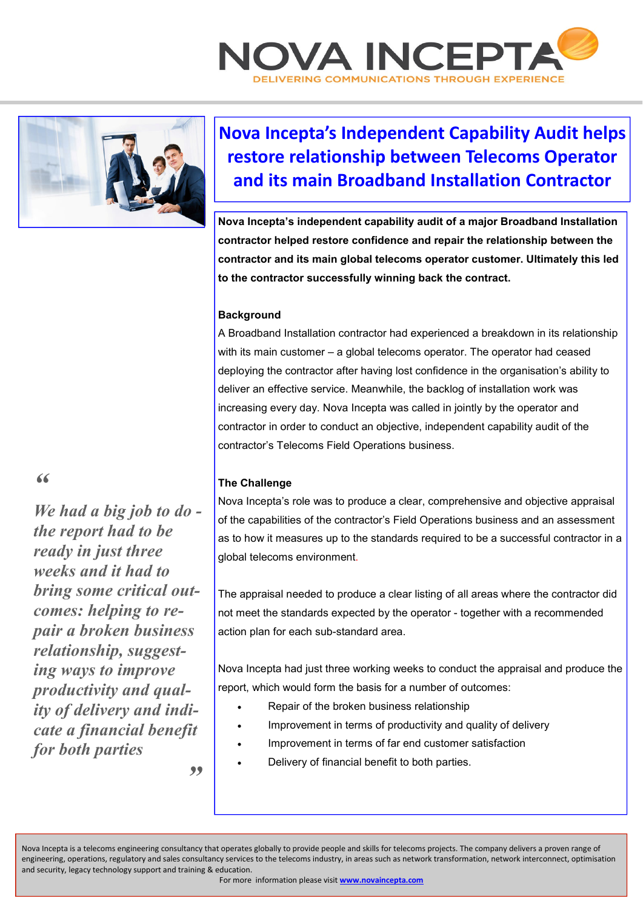# NOVA INCEPTA

DELIVERING COMMUNICATIONS THROUGH EXPERIENCE

## Nova Incepta's Independent Capability Audit helps restore relationship between Telecoms Operator and its main Broadband Installation Contractor

**Nova Incepta's independent capability audit of a major Broadband Installation contractor helped restore confidence and repair the relationship between the contractor and its main global telecoms operator customer. Ultimately this led to the contractor successfully winning back the contract.**

### Background

A Broadband Installation contractor had experienced a breakdown in its relationship with its main customer – a global telecoms operator. The operator had ceased deploying the contractor after having lost confidence in the organisation's ability to deliver an effective service. Meanwhile, the backlog of installation work was increasing every day. Nova Incepta was called in jointly by the operator and contractor in order to conduct an objective, independent capability audit of the contractor's Telecoms Field Operations business.

### The Challenge

Nova Incepta's role was to produce a clear, comprehensive and objective appraisal of the capabilities of the contractor's Field Operations business and an assessment as to how it measures up to the standards required to be a successful contractor in a global telecoms environment.

The appraisal needed to produce a clear listing of all areas where the contractor did not meet the standards expected by the operator - together with a recommended action plan for each sub-standard area.

Nova Incepta had just three working weeks to conduct the appraisal and produce the report, which would form the basis for a number of outcomes:

- Repair of the broken business relationship
- Improvement in terms of productivity and quality of delivery
- Improvement in terms of far end customer satisfaction
- Delivery of financial benefit to both parties.

> *"We had a big job to do - the report had to be ready in just three weeks and it had to bring some critical outcomes: helping to repair a broken business relationship, suggesting ways to improve productivity and quality of delivery and indicate a financial benefit for both parties"*

Nova Incepta is a telecoms engineering consultancy that operates globally to provide people and skills for telecoms projects. The company delivers a proven range of engineering, operations, regulatory and sales consultancy services to the telecoms industry, in areas such as network transformation, network interconnect, optimisation and security, legacy technology support and training & education.

For more information please visit **www.novaincepta.com**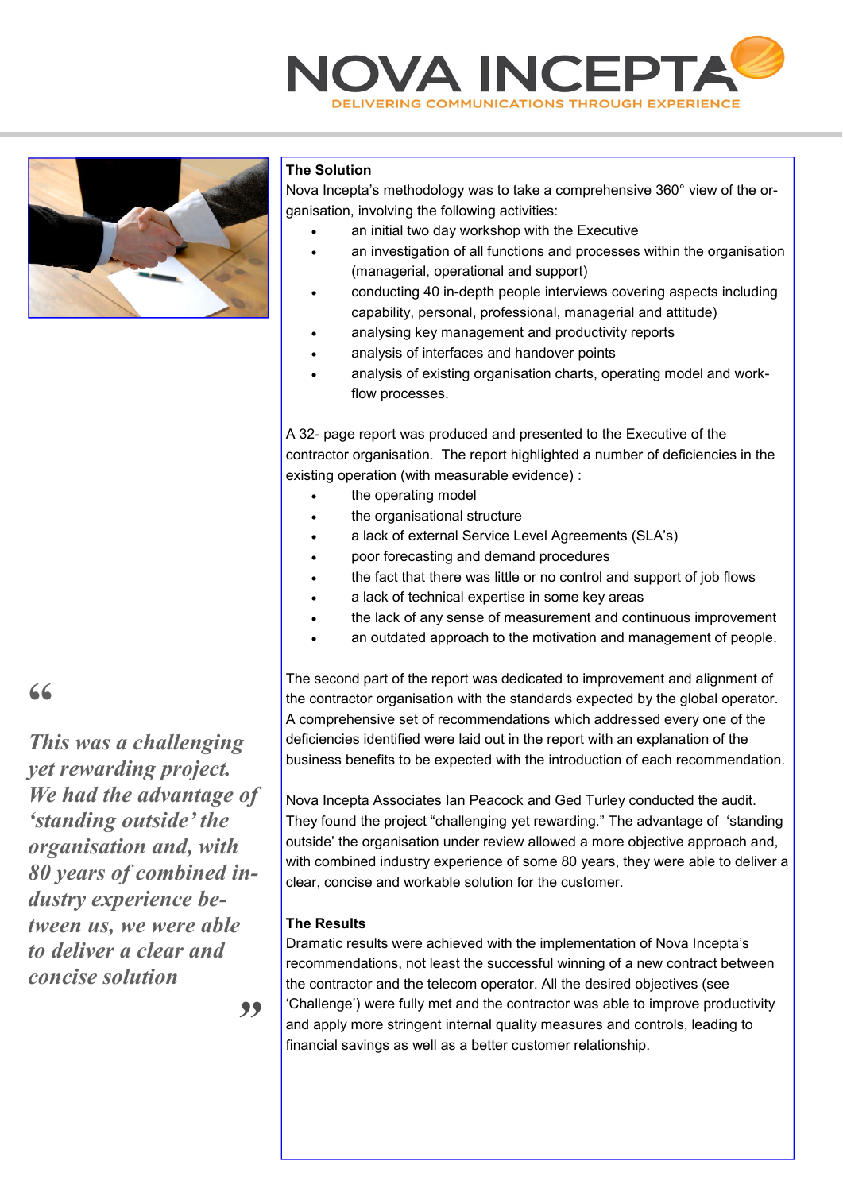# NOVA INCEPTA

DELIVERING COMMUNICATIONS THROUGH EXPERIENCE

**The Solution**

Nova Incepta's methodology was to take a comprehensive 360° view of the organisation, involving the following activities:

- an initial two day workshop with the Executive
- an investigation of all functions and processes within the organisation (managerial, operational and support)
- conducting 40 in-depth people interviews covering aspects including capability, personal, professional, managerial and attitude)
- analysing key management and productivity reports
- analysis of interfaces and handover points
- analysis of existing organisation charts, operating model and workflow processes.

A 32- page report was produced and presented to the Executive of the contractor organisation. The report highlighted a number of deficiencies in the existing operation (with measurable evidence) :

- the operating model
- the organisational structure
- a lack of external Service Level Agreements (SLA's)
- poor forecasting and demand procedures
- the fact that there was little or no control and support of job flows
- a lack of technical expertise in some key areas
- the lack of any sense of measurement and continuous improvement
- an outdated approach to the motivation and management of people.

The second part of the report was dedicated to improvement and alignment of the contractor organisation with the standards expected by the global operator. A comprehensive set of recommendations which addressed every one of the deficiencies identified were laid out in the report with an explanation of the business benefits to be expected with the introduction of each recommendation.

Nova Incepta Associates Ian Peacock and Ged Turley conducted the audit. They found the project "challenging yet rewarding." The advantage of 'standing outside' the organisation under review allowed a more objective approach and, with combined industry experience of some 80 years, they were able to deliver a clear, concise and workable solution for the customer.

> *"This was a challenging yet rewarding project. We had the advantage of 'standing outside' the organisation and, with 80 years of combined industry experience between us, we were able to deliver a clear and concise solution"*

**The Results**

Dramatic results were achieved with the implementation of Nova Incepta's recommendations, not least the successful winning of a new contract between the contractor and the telecom operator. All the desired objectives (see 'Challenge') were fully met and the contractor was able to improve productivity and apply more stringent internal quality measures and controls, leading to financial savings as well as a better customer relationship.